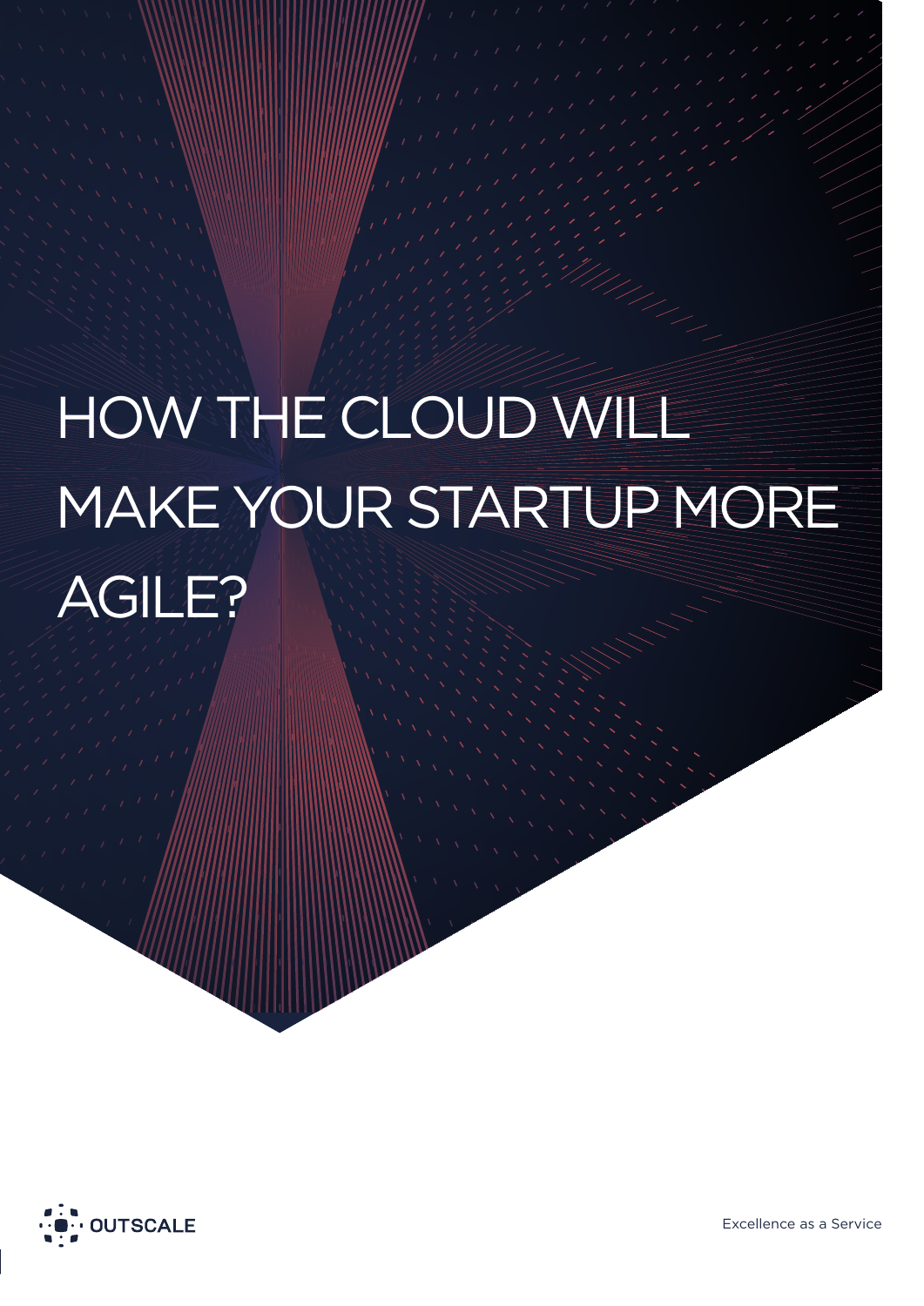# HOW THE CLOUD WILL MAKE YOUR STARTUP MORE AGILE?

OUTSCALE

Excellence as a Service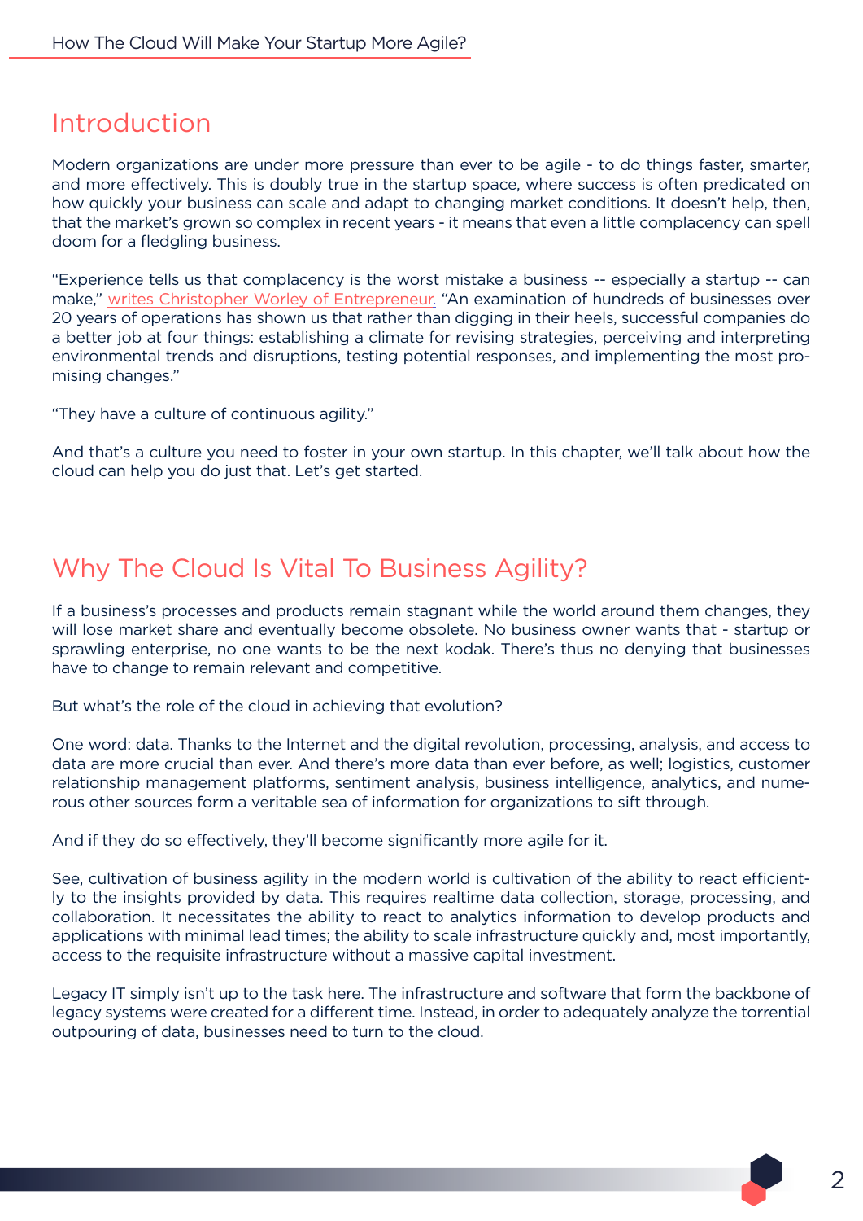## Introduction

Modern organizations are under more pressure than ever to be agile - to do things faster, smarter, and more effectively. This is doubly true in the startup space, where success is often predicated on how quickly your business can scale and adapt to changing market conditions. It doesn't help, then, that the market's grown so complex in recent years - it means that even a little complacency can spell doom for a fledgling business.

"Experience tells us that complacency is the worst mistake a business -- especially a startup -- can make," writes Christopher Worley of Entrepreneur. "An examination of hundreds of businesses over 20 years of operations has shown us that rather than digging in their heels, successful companies do a better job at four things: establishing a climate for revising strategies, perceiving and interpreting environmental trends and disruptions, testing potential responses, and implementing the most promising changes."

"They have a culture of continuous agility."

And that's a culture you need to foster in your own startup. In this chapter, we'll talk about how the cloud can help you do just that. Let's get started.

## Why The Cloud Is Vital To Business Agility?

If a business's processes and products remain stagnant while the world around them changes, they will lose market share and eventually become obsolete. No business owner wants that - startup or sprawling enterprise, no one wants to be the next kodak. There's thus no denying that businesses have to change to remain relevant and competitive.

But what's the role of the cloud in achieving that evolution?

One word: data. Thanks to the Internet and the digital revolution, processing, analysis, and access to data are more crucial than ever. And there's more data than ever before, as well; logistics, customer relationship management platforms, sentiment analysis, business intelligence, analytics, and numerous other sources form a veritable sea of information for organizations to sift through.

And if they do so effectively, they'll become significantly more agile for it.

See, cultivation of business agility in the modern world is cultivation of the ability to react efficiently to the insights provided by data. This requires realtime data collection, storage, processing, and collaboration. It necessitates the ability to react to analytics information to develop products and applications with minimal lead times; the ability to scale infrastructure quickly and, most importantly, access to the requisite infrastructure without a massive capital investment.

Legacy IT simply isn't up to the task here. The infrastructure and software that form the backbone of legacy systems were created for a different time. Instead, in order to adequately analyze the torrential outpouring of data, businesses need to turn to the cloud.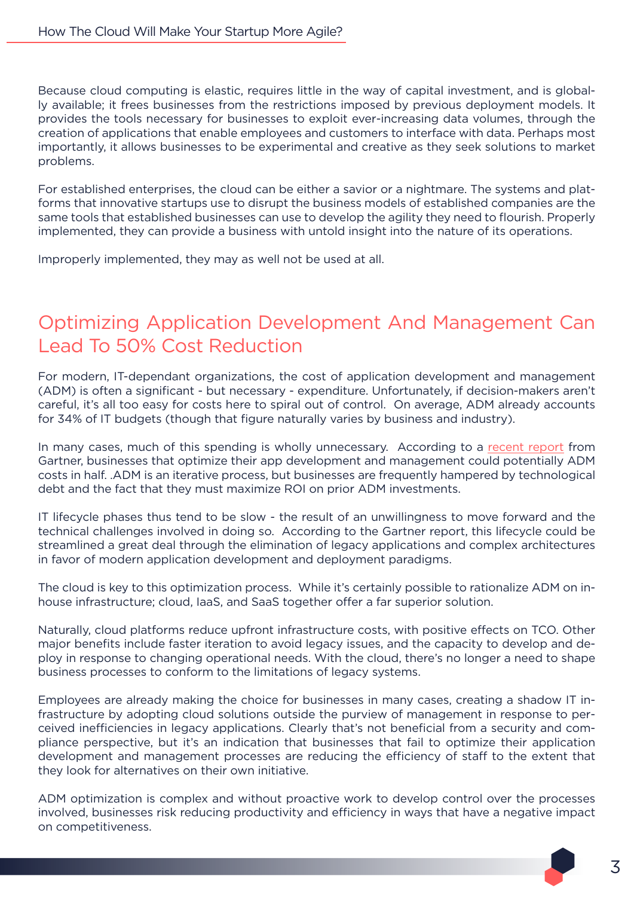Because cloud computing is elastic, requires little in the way of capital investment, and is globally available; it frees businesses from the restrictions imposed by previous deployment models. It provides the tools necessary for businesses to exploit ever-increasing data volumes, through the creation of applications that enable employees and customers to interface with data. Perhaps most importantly, it allows businesses to be experimental and creative as they seek solutions to market problems.

For established enterprises, the cloud can be either a savior or a nightmare. The systems and platforms that innovative startups use to disrupt the business models of established companies are the same tools that established businesses can use to develop the agility they need to flourish. Properly implemented, they can provide a business with untold insight into the nature of its operations.

Improperly implemented, they may as well not be used at all.

## Optimizing Application Development And Management Can Lead To 50% Cost Reduction

For modern, IT-dependant organizations, the cost of application development and management (ADM) is often a significant - but necessary - expenditure. Unfortunately, if decision-makers aren't careful, it's all too easy for costs here to spiral out of control. On average, ADM already accounts for 34% of IT budgets (though that figure naturally varies by business and industry).

In many cases, much of this spending is wholly unnecessary. According to a recent report from Gartner, businesses that optimize their app development and management could potentially ADM costs in half. .ADM is an iterative process, but businesses are frequently hampered by technological debt and the fact that they must maximize ROI on prior ADM investments.

IT lifecycle phases thus tend to be slow - the result of an unwillingness to move forward and the technical challenges involved in doing so. According to the Gartner report, this lifecycle could be streamlined a great deal through the elimination of legacy applications and complex architectures in favor of modern application development and deployment paradigms.

The cloud is key to this optimization process. While it's certainly possible to rationalize ADM on in-house infrastructure; cloud, IaaS, and SaaS together offer a far superior solution.

Naturally, cloud platforms reduce upfront infrastructure costs, with positive effects on TCO. Other major benefits include faster iteration to avoid legacy issues, and the capacity to develop and deploy in response to changing operational needs. With the cloud, there's no longer a need to shape business processes to conform to the limitations of legacy systems.

Employees are already making the choice for businesses in many cases, creating a shadow IT infrastructure by adopting cloud solutions outside the purview of management in response to perceived inefficiencies in legacy applications. Clearly that's not beneficial from a security and compliance perspective, but it's an indication that businesses that fail to optimize their application development and management processes are reducing the efficiency of staff to the extent that they look for alternatives on their own initiative.

ADM optimization is complex and without proactive work to develop control over the processes involved, businesses risk reducing productivity and efficiency in ways that have a negative impact on competitiveness.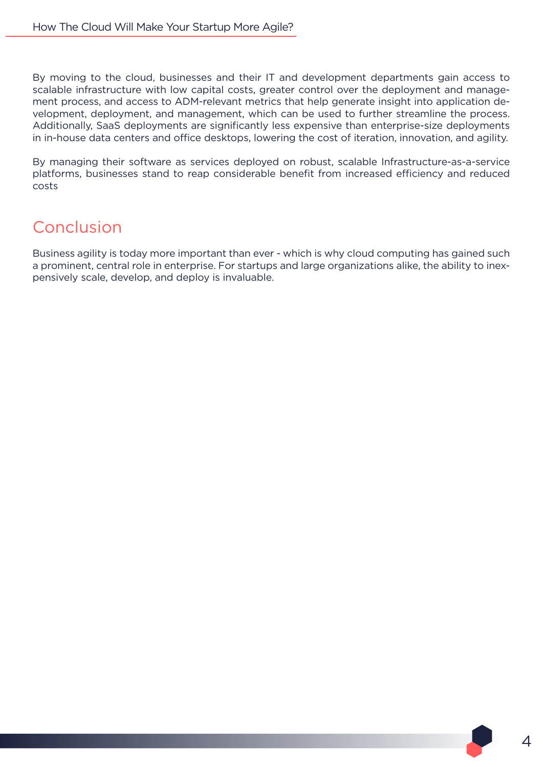By moving to the cloud, businesses and their IT and development departments gain access to scalable infrastructure with low capital costs, greater control over the deployment and management process, and access to ADM-relevant metrics that help generate insight into application development, deployment, and management, which can be used to further streamline the process. Additionally, SaaS deployments are significantly less expensive than enterprise-size deployments in in-house data centers and office desktops, lowering the cost of iteration, innovation, and agility.

By managing their software as services deployed on robust, scalable Infrastructure-as-a-service platforms, businesses stand to reap considerable benefit from increased efficiency and reduced costs

## Conclusion

Business agility is today more important than ever - which is why cloud computing has gained such a prominent, central role in enterprise. For startups and large organizations alike, the ability to inexpensively scale, develop, and deploy is invaluable.